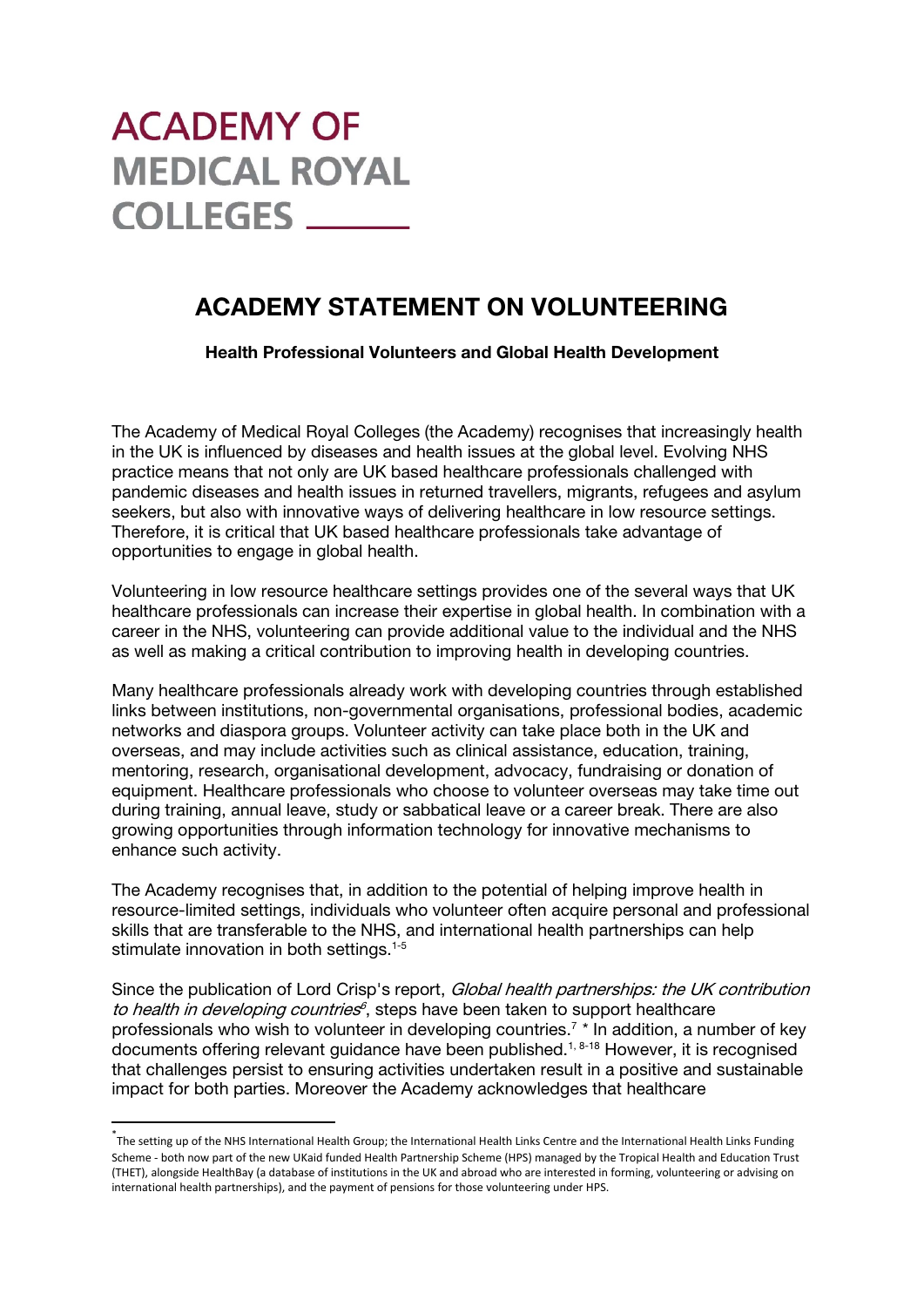ACADEMY OF
MEDICAL ROYAL
COLLEGES

# ACADEMY STATEMENT ON VOLUNTEERING

**Health Professional Volunteers and Global Health Development**

The Academy of Medical Royal Colleges (the Academy) recognises that increasingly health in the UK is influenced by diseases and health issues at the global level. Evolving NHS practice means that not only are UK based healthcare professionals challenged with pandemic diseases and health issues in returned travellers, migrants, refugees and asylum seekers, but also with innovative ways of delivering healthcare in low resource settings. Therefore, it is critical that UK based healthcare professionals take advantage of opportunities to engage in global health.

Volunteering in low resource healthcare settings provides one of the several ways that UK healthcare professionals can increase their expertise in global health. In combination with a career in the NHS, volunteering can provide additional value to the individual and the NHS as well as making a critical contribution to improving health in developing countries.

Many healthcare professionals already work with developing countries through established links between institutions, non-governmental organisations, professional bodies, academic networks and diaspora groups. Volunteer activity can take place both in the UK and overseas, and may include activities such as clinical assistance, education, training, mentoring, research, organisational development, advocacy, fundraising or donation of equipment. Healthcare professionals who choose to volunteer overseas may take time out during training, annual leave, study or sabbatical leave or a career break. There are also growing opportunities through information technology for innovative mechanisms to enhance such activity.

The Academy recognises that, in addition to the potential of helping improve health in resource-limited settings, individuals who volunteer often acquire personal and professional skills that are transferable to the NHS, and international health partnerships can help stimulate innovation in both settings.[1-5]

Since the publication of Lord Crisp's report, *Global health partnerships: the UK contribution to health in developing countries*[6], steps have been taken to support healthcare professionals who wish to volunteer in developing countries.[7] * In addition, a number of key documents offering relevant guidance have been published.[1, 8-18] However, it is recognised that challenges persist to ensuring activities undertaken result in a positive and sustainable impact for both parties. Moreover the Academy acknowledges that healthcare

* The setting up of the NHS International Health Group; the International Health Links Centre and the International Health Links Funding Scheme - both now part of the new UKaid funded Health Partnership Scheme (HPS) managed by the Tropical Health and Education Trust (THET), alongside HealthBay (a database of institutions in the UK and abroad who are interested in forming, volunteering or advising on international health partnerships), and the payment of pensions for those volunteering under HPS.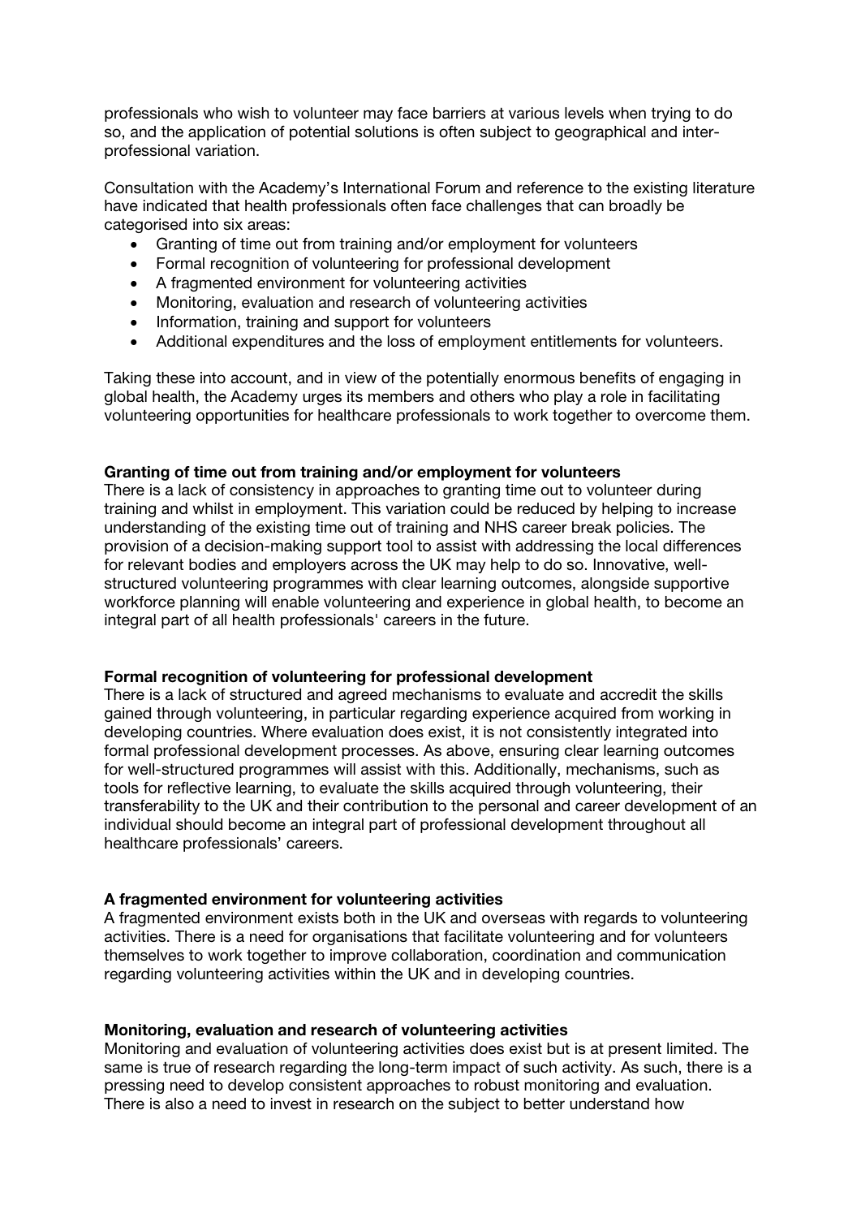professionals who wish to volunteer may face barriers at various levels when trying to do so, and the application of potential solutions is often subject to geographical and inter-professional variation.

Consultation with the Academy's International Forum and reference to the existing literature have indicated that health professionals often face challenges that can broadly be categorised into six areas:

- Granting of time out from training and/or employment for volunteers
- Formal recognition of volunteering for professional development
- A fragmented environment for volunteering activities
- Monitoring, evaluation and research of volunteering activities
- Information, training and support for volunteers
- Additional expenditures and the loss of employment entitlements for volunteers.

Taking these into account, and in view of the potentially enormous benefits of engaging in global health, the Academy urges its members and others who play a role in facilitating volunteering opportunities for healthcare professionals to work together to overcome them.

**Granting of time out from training and/or employment for volunteers**

There is a lack of consistency in approaches to granting time out to volunteer during training and whilst in employment. This variation could be reduced by helping to increase understanding of the existing time out of training and NHS career break policies. The provision of a decision-making support tool to assist with addressing the local differences for relevant bodies and employers across the UK may help to do so. Innovative, well-structured volunteering programmes with clear learning outcomes, alongside supportive workforce planning will enable volunteering and experience in global health, to become an integral part of all health professionals' careers in the future.

**Formal recognition of volunteering for professional development**

There is a lack of structured and agreed mechanisms to evaluate and accredit the skills gained through volunteering, in particular regarding experience acquired from working in developing countries. Where evaluation does exist, it is not consistently integrated into formal professional development processes. As above, ensuring clear learning outcomes for well-structured programmes will assist with this. Additionally, mechanisms, such as tools for reflective learning, to evaluate the skills acquired through volunteering, their transferability to the UK and their contribution to the personal and career development of an individual should become an integral part of professional development throughout all healthcare professionals' careers.

**A fragmented environment for volunteering activities**

A fragmented environment exists both in the UK and overseas with regards to volunteering activities. There is a need for organisations that facilitate volunteering and for volunteers themselves to work together to improve collaboration, coordination and communication regarding volunteering activities within the UK and in developing countries.

**Monitoring, evaluation and research of volunteering activities**

Monitoring and evaluation of volunteering activities does exist but is at present limited. The same is true of research regarding the long-term impact of such activity. As such, there is a pressing need to develop consistent approaches to robust monitoring and evaluation. There is also a need to invest in research on the subject to better understand how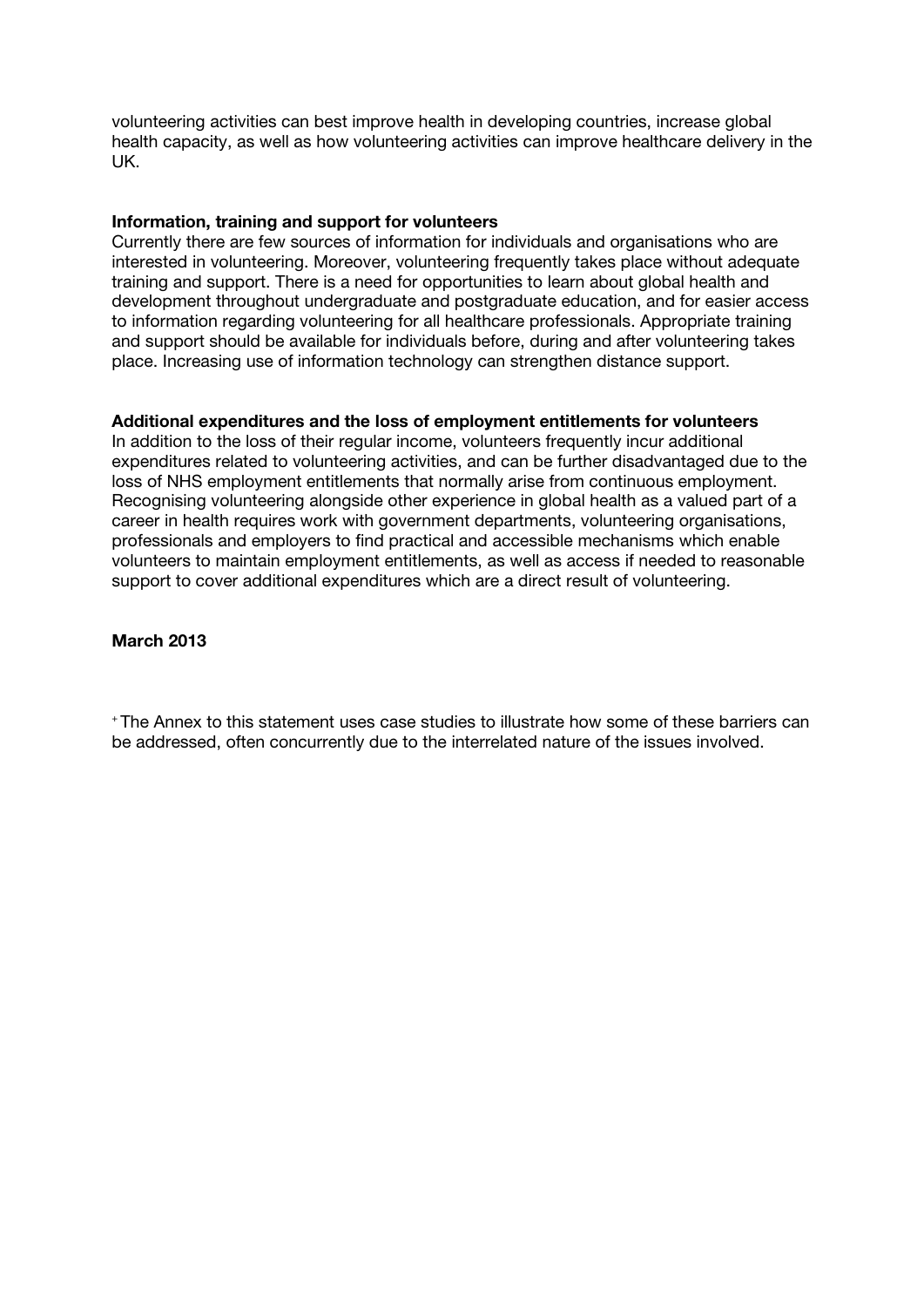volunteering activities can best improve health in developing countries, increase global health capacity, as well as how volunteering activities can improve healthcare delivery in the UK.

**Information, training and support for volunteers**
Currently there are few sources of information for individuals and organisations who are interested in volunteering. Moreover, volunteering frequently takes place without adequate training and support. There is a need for opportunities to learn about global health and development throughout undergraduate and postgraduate education, and for easier access to information regarding volunteering for all healthcare professionals. Appropriate training and support should be available for individuals before, during and after volunteering takes place. Increasing use of information technology can strengthen distance support.

**Additional expenditures and the loss of employment entitlements for volunteers**
In addition to the loss of their regular income, volunteers frequently incur additional expenditures related to volunteering activities, and can be further disadvantaged due to the loss of NHS employment entitlements that normally arise from continuous employment. Recognising volunteering alongside other experience in global health as a valued part of a career in health requires work with government departments, volunteering organisations, professionals and employers to find practical and accessible mechanisms which enable volunteers to maintain employment entitlements, as well as access if needed to reasonable support to cover additional expenditures which are a direct result of volunteering.

**March 2013**

[+] The Annex to this statement uses case studies to illustrate how some of these barriers can be addressed, often concurrently due to the interrelated nature of the issues involved.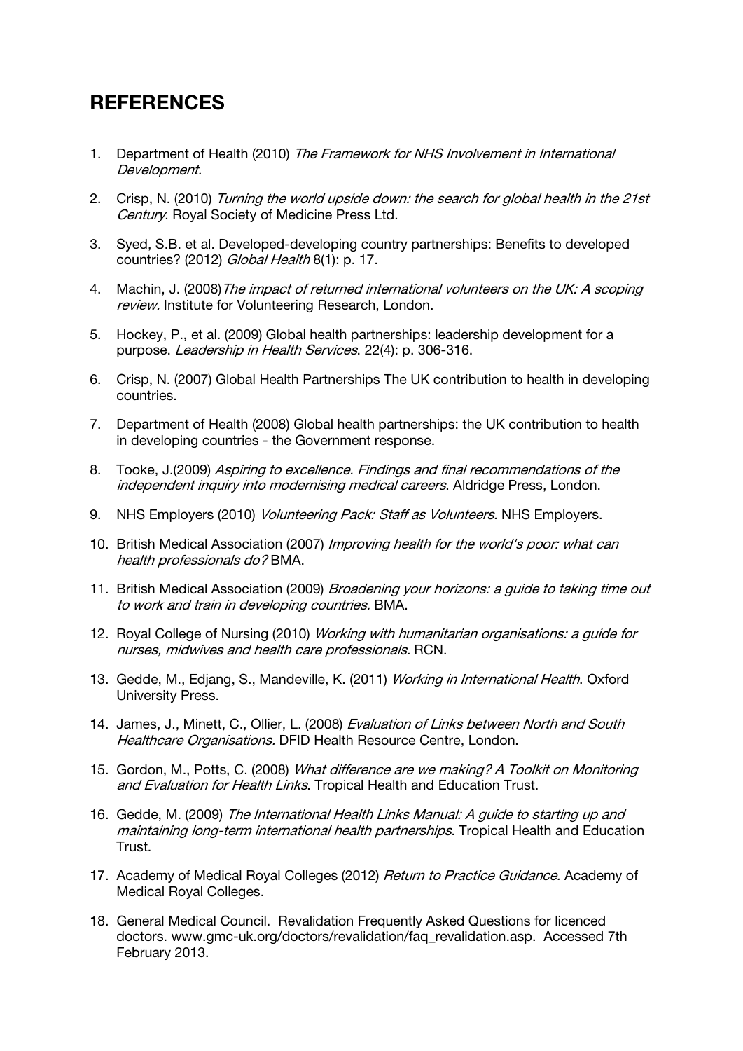## REFERENCES

1. Department of Health (2010) *The Framework for NHS Involvement in International Development.*

2. Crisp, N. (2010) *Turning the world upside down: the search for global health in the 21st Century*. Royal Society of Medicine Press Ltd.

3. Syed, S.B. et al. Developed-developing country partnerships: Benefits to developed countries? (2012) *Global Health* 8(1): p. 17.

4. Machin, J. (2008)*The impact of returned international volunteers on the UK: A scoping review.* Institute for Volunteering Research, London.

5. Hockey, P., et al. (2009) Global health partnerships: leadership development for a purpose. *Leadership in Health Services*. 22(4): p. 306-316.

6. Crisp, N. (2007) Global Health Partnerships The UK contribution to health in developing countries.

7. Department of Health (2008) Global health partnerships: the UK contribution to health in developing countries - the Government response.

8. Tooke, J.(2009) *Aspiring to excellence. Findings and final recommendations of the independent inquiry into modernising medical careers*. Aldridge Press, London.

9. NHS Employers (2010) *Volunteering Pack: Staff as Volunteers.* NHS Employers.

10. British Medical Association (2007) *Improving health for the world's poor: what can health professionals do?* BMA.

11. British Medical Association (2009) *Broadening your horizons: a guide to taking time out to work and train in developing countries.* BMA.

12. Royal College of Nursing (2010) *Working with humanitarian organisations: a guide for nurses, midwives and health care professionals.* RCN.

13. Gedde, M., Edjang, S., Mandeville, K. (2011) *Working in International Health*. Oxford University Press.

14. James, J., Minett, C., Ollier, L. (2008) *Evaluation of Links between North and South Healthcare Organisations.* DFID Health Resource Centre, London.

15. Gordon, M., Potts, C. (2008) *What difference are we making? A Toolkit on Monitoring and Evaluation for Health Links*. Tropical Health and Education Trust.

16. Gedde, M. (2009) *The International Health Links Manual: A guide to starting up and maintaining long-term international health partnerships*. Tropical Health and Education Trust.

17. Academy of Medical Royal Colleges (2012) *Return to Practice Guidance.* Academy of Medical Royal Colleges.

18. General Medical Council. Revalidation Frequently Asked Questions for licenced doctors. www.gmc-uk.org/doctors/revalidation/faq_revalidation.asp. Accessed 7th February 2013.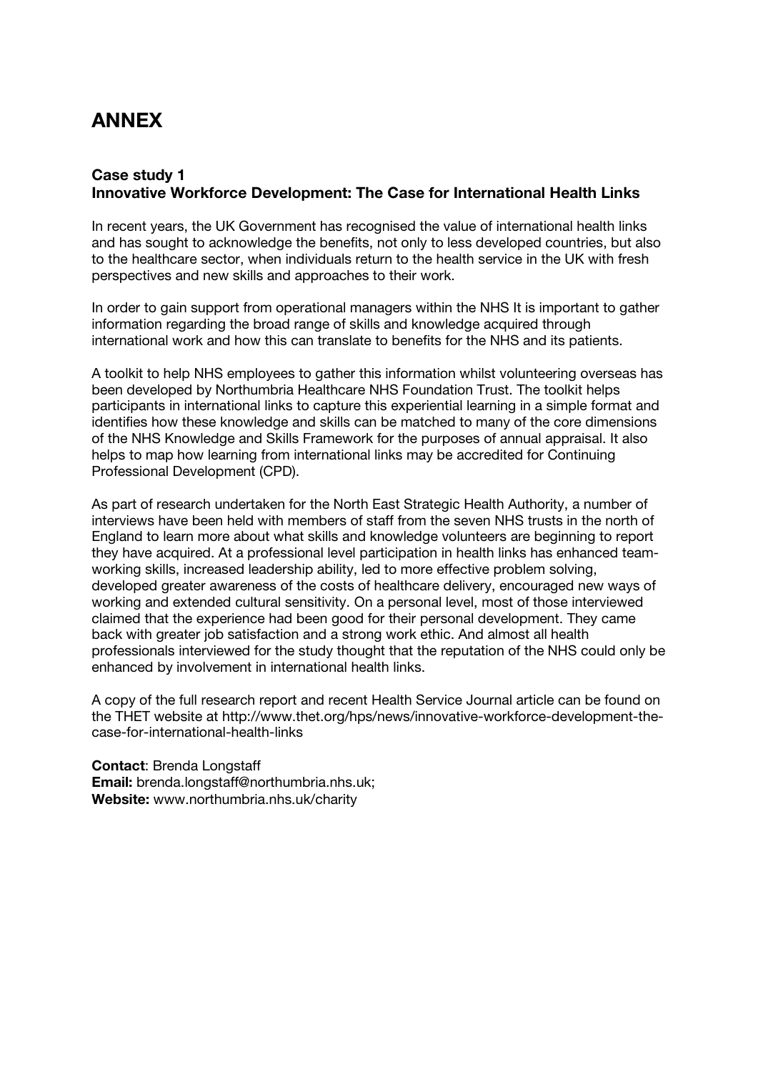# ANNEX

## Case study 1
## Innovative Workforce Development: The Case for International Health Links

In recent years, the UK Government has recognised the value of international health links and has sought to acknowledge the benefits, not only to less developed countries, but also to the healthcare sector, when individuals return to the health service in the UK with fresh perspectives and new skills and approaches to their work.

In order to gain support from operational managers within the NHS It is important to gather information regarding the broad range of skills and knowledge acquired through international work and how this can translate to benefits for the NHS and its patients.

A toolkit to help NHS employees to gather this information whilst volunteering overseas has been developed by Northumbria Healthcare NHS Foundation Trust. The toolkit helps participants in international links to capture this experiential learning in a simple format and identifies how these knowledge and skills can be matched to many of the core dimensions of the NHS Knowledge and Skills Framework for the purposes of annual appraisal. It also helps to map how learning from international links may be accredited for Continuing Professional Development (CPD).

As part of research undertaken for the North East Strategic Health Authority, a number of interviews have been held with members of staff from the seven NHS trusts in the north of England to learn more about what skills and knowledge volunteers are beginning to report they have acquired. At a professional level participation in health links has enhanced team-working skills, increased leadership ability, led to more effective problem solving, developed greater awareness of the costs of healthcare delivery, encouraged new ways of working and extended cultural sensitivity. On a personal level, most of those interviewed claimed that the experience had been good for their personal development. They came back with greater job satisfaction and a strong work ethic. And almost all health professionals interviewed for the study thought that the reputation of the NHS could only be enhanced by involvement in international health links.

A copy of the full research report and recent Health Service Journal article can be found on the THET website at http://www.thet.org/hps/news/innovative-workforce-development-the-case-for-international-health-links

**Contact**: Brenda Longstaff
**Email:** brenda.longstaff@northumbria.nhs.uk;
**Website:** www.northumbria.nhs.uk/charity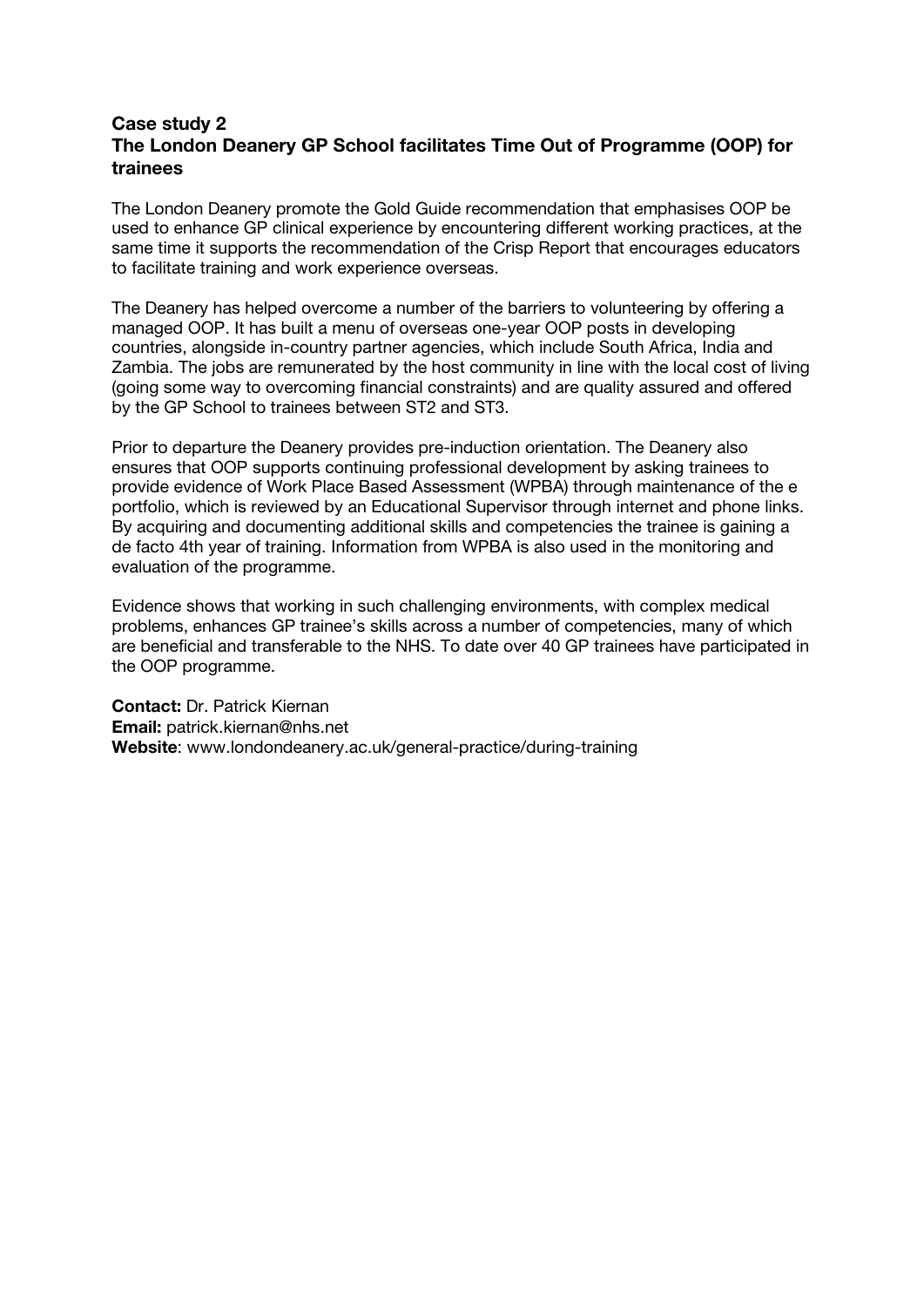### Case study 2
### The London Deanery GP School facilitates Time Out of Programme (OOP) for trainees

The London Deanery promote the Gold Guide recommendation that emphasises OOP be used to enhance GP clinical experience by encountering different working practices, at the same time it supports the recommendation of the Crisp Report that encourages educators to facilitate training and work experience overseas.

The Deanery has helped overcome a number of the barriers to volunteering by offering a managed OOP. It has built a menu of overseas one-year OOP posts in developing countries, alongside in-country partner agencies, which include South Africa, India and Zambia. The jobs are remunerated by the host community in line with the local cost of living (going some way to overcoming financial constraints) and are quality assured and offered by the GP School to trainees between ST2 and ST3.

Prior to departure the Deanery provides pre-induction orientation. The Deanery also ensures that OOP supports continuing professional development by asking trainees to provide evidence of Work Place Based Assessment (WPBA) through maintenance of the e portfolio, which is reviewed by an Educational Supervisor through internet and phone links. By acquiring and documenting additional skills and competencies the trainee is gaining a de facto 4th year of training. Information from WPBA is also used in the monitoring and evaluation of the programme.

Evidence shows that working in such challenging environments, with complex medical problems, enhances GP trainee's skills across a number of competencies, many of which are beneficial and transferable to the NHS. To date over 40 GP trainees have participated in the OOP programme.

**Contact:** Dr. Patrick Kiernan
**Email:** patrick.kiernan@nhs.net
**Website**: www.londondeanery.ac.uk/general-practice/during-training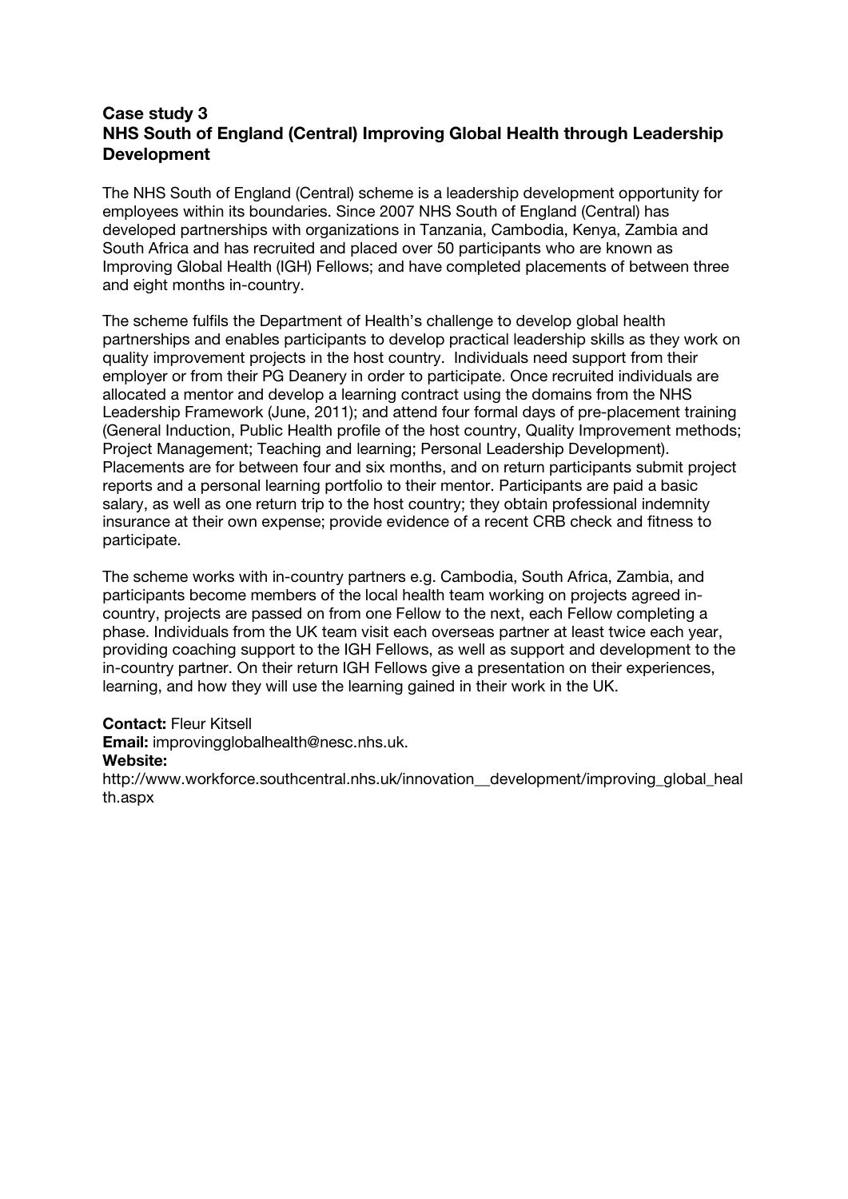## Case study 3
## NHS South of England (Central) Improving Global Health through Leadership Development

The NHS South of England (Central) scheme is a leadership development opportunity for employees within its boundaries. Since 2007 NHS South of England (Central) has developed partnerships with organizations in Tanzania, Cambodia, Kenya, Zambia and South Africa and has recruited and placed over 50 participants who are known as Improving Global Health (IGH) Fellows; and have completed placements of between three and eight months in-country.

The scheme fulfils the Department of Health's challenge to develop global health partnerships and enables participants to develop practical leadership skills as they work on quality improvement projects in the host country. Individuals need support from their employer or from their PG Deanery in order to participate. Once recruited individuals are allocated a mentor and develop a learning contract using the domains from the NHS Leadership Framework (June, 2011); and attend four formal days of pre-placement training (General Induction, Public Health profile of the host country, Quality Improvement methods; Project Management; Teaching and learning; Personal Leadership Development). Placements are for between four and six months, and on return participants submit project reports and a personal learning portfolio to their mentor. Participants are paid a basic salary, as well as one return trip to the host country; they obtain professional indemnity insurance at their own expense; provide evidence of a recent CRB check and fitness to participate.

The scheme works with in-country partners e.g. Cambodia, South Africa, Zambia, and participants become members of the local health team working on projects agreed in-country, projects are passed on from one Fellow to the next, each Fellow completing a phase. Individuals from the UK team visit each overseas partner at least twice each year, providing coaching support to the IGH Fellows, as well as support and development to the in-country partner. On their return IGH Fellows give a presentation on their experiences, learning, and how they will use the learning gained in their work in the UK.

**Contact:** Fleur Kitsell
**Email:** improvingglobalhealth@nesc.nhs.uk.
**Website:**
http://www.workforce.southcentral.nhs.uk/innovation__development/improving_global_health.aspx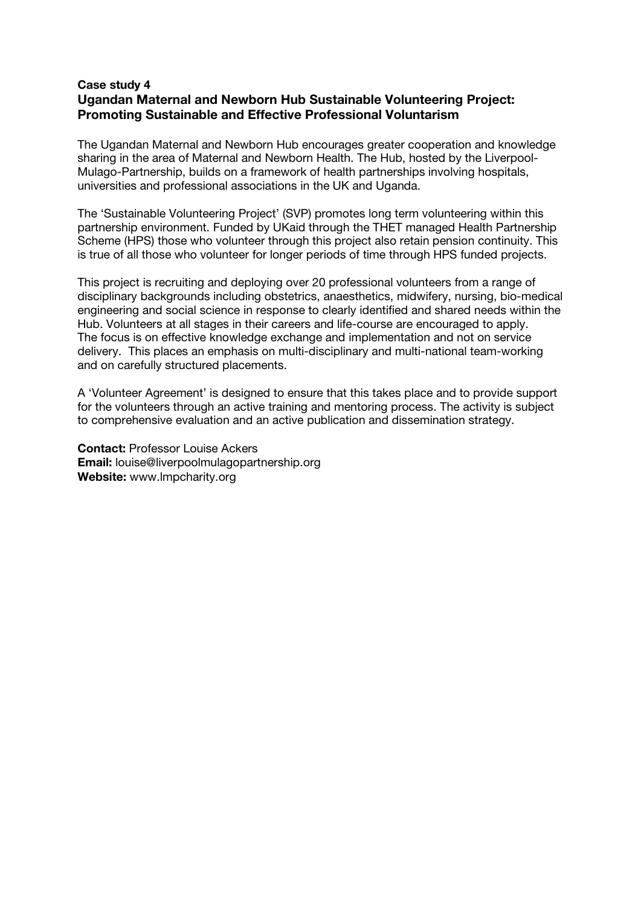**Case study 4**
**Ugandan Maternal and Newborn Hub Sustainable Volunteering Project: Promoting Sustainable and Effective Professional Voluntarism**

The Ugandan Maternal and Newborn Hub encourages greater cooperation and knowledge sharing in the area of Maternal and Newborn Health. The Hub, hosted by the Liverpool-Mulago-Partnership, builds on a framework of health partnerships involving hospitals, universities and professional associations in the UK and Uganda.

The 'Sustainable Volunteering Project' (SVP) promotes long term volunteering within this partnership environment. Funded by UKaid through the THET managed Health Partnership Scheme (HPS) those who volunteer through this project also retain pension continuity. This is true of all those who volunteer for longer periods of time through HPS funded projects.

This project is recruiting and deploying over 20 professional volunteers from a range of disciplinary backgrounds including obstetrics, anaesthetics, midwifery, nursing, bio-medical engineering and social science in response to clearly identified and shared needs within the Hub. Volunteers at all stages in their careers and life-course are encouraged to apply. The focus is on effective knowledge exchange and implementation and not on service delivery. This places an emphasis on multi-disciplinary and multi-national team-working and on carefully structured placements.

A 'Volunteer Agreement' is designed to ensure that this takes place and to provide support for the volunteers through an active training and mentoring process. The activity is subject to comprehensive evaluation and an active publication and dissemination strategy.

**Contact:** Professor Louise Ackers
**Email:** louise@liverpoolmulagopartnership.org
**Website:** www.lmpcharity.org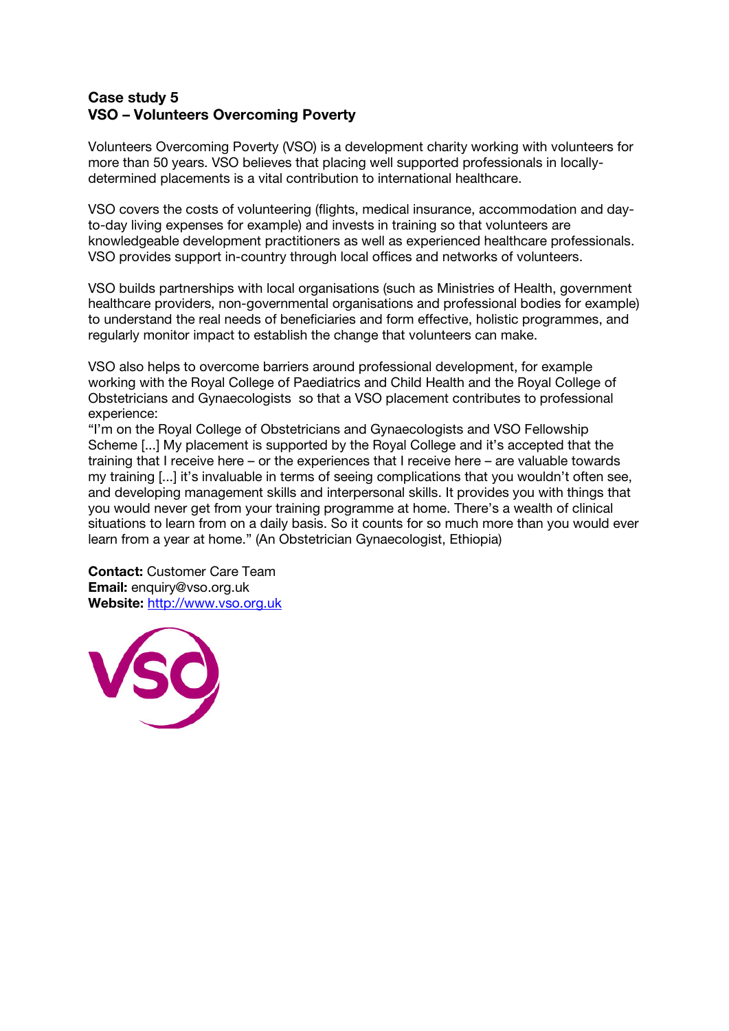**Case study 5**
**VSO – Volunteers Overcoming Poverty**

Volunteers Overcoming Poverty (VSO) is a development charity working with volunteers for more than 50 years. VSO believes that placing well supported professionals in locally-determined placements is a vital contribution to international healthcare.

VSO covers the costs of volunteering (flights, medical insurance, accommodation and day-to-day living expenses for example) and invests in training so that volunteers are knowledgeable development practitioners as well as experienced healthcare professionals. VSO provides support in-country through local offices and networks of volunteers.

VSO builds partnerships with local organisations (such as Ministries of Health, government healthcare providers, non-governmental organisations and professional bodies for example) to understand the real needs of beneficiaries and form effective, holistic programmes, and regularly monitor impact to establish the change that volunteers can make.

VSO also helps to overcome barriers around professional development, for example working with the Royal College of Paediatrics and Child Health and the Royal College of Obstetricians and Gynaecologists so that a VSO placement contributes to professional experience:
"I'm on the Royal College of Obstetricians and Gynaecologists and VSO Fellowship Scheme [...] My placement is supported by the Royal College and it's accepted that the training that I receive here – or the experiences that I receive here – are valuable towards my training [...] it's invaluable in terms of seeing complications that you wouldn't often see, and developing management skills and interpersonal skills. It provides you with things that you would never get from your training programme at home. There's a wealth of clinical situations to learn from on a daily basis. So it counts for so much more than you would ever learn from a year at home." (An Obstetrician Gynaecologist, Ethiopia)

**Contact:** Customer Care Team
**Email:** enquiry@vso.org.uk
**Website:** [http://www.vso.org.uk](http://www.vso.org.uk)

VSO